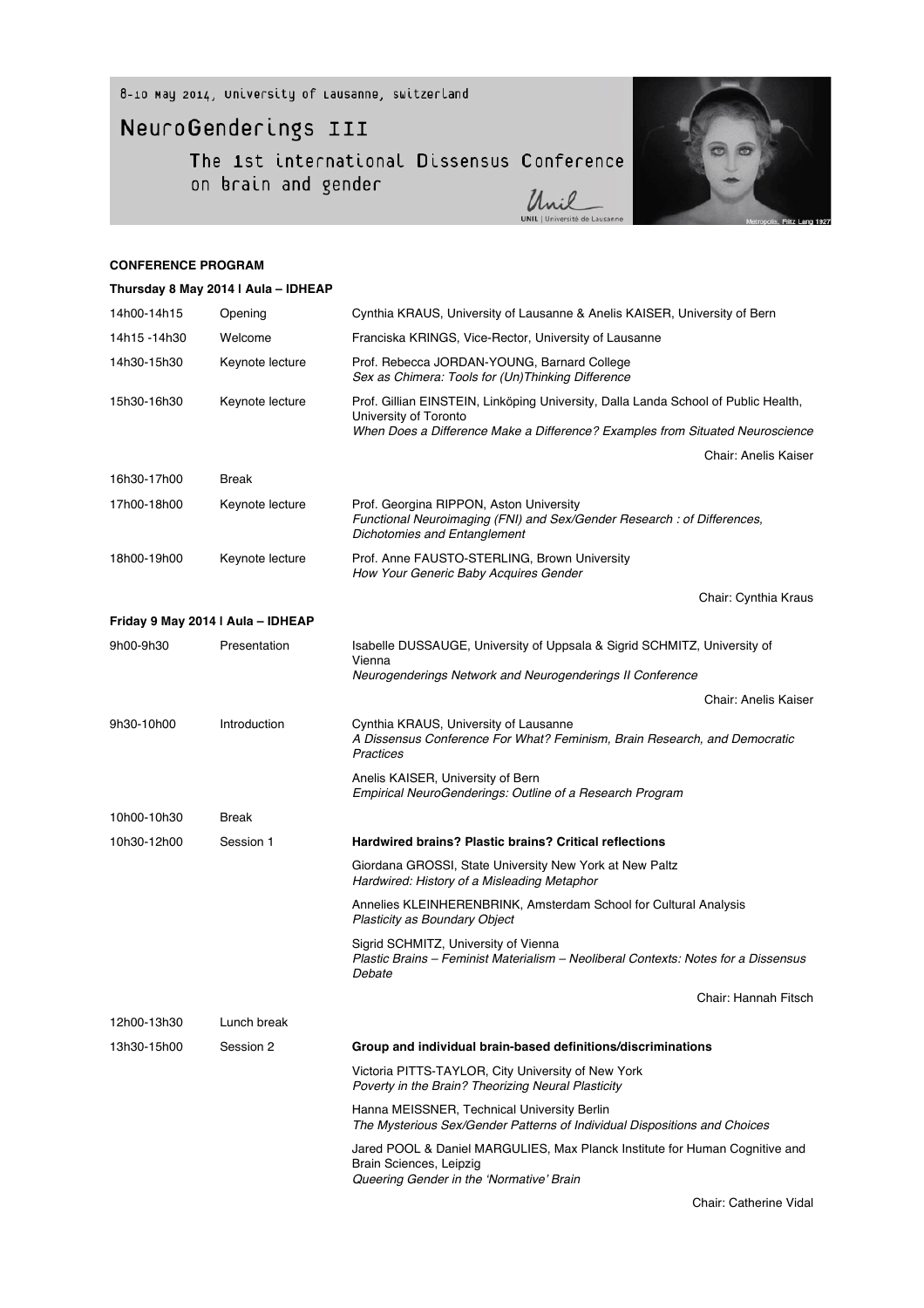8-10 May 2014, University of Lausanne, Switzerland

# NeuroGenderings III

## The 1st international Dissensus Conference on brain and gender

Unil | Université de Lausanne

Metropolis, Fritz Lang 1927

**CONFERENCE PROGRAM**

**Thursday 8 May 2014 | Aula – IDHEAP**

| | | |
|---|---|---|
| 14h00-14h15 | Opening | Cynthia KRAUS, University of Lausanne & Anelis KAISER, University of Bern |
| 14h15 -14h30 | Welcome | Franciska KRINGS, Vice-Rector, University of Lausanne |
| 14h30-15h30 | Keynote lecture | Prof. Rebecca JORDAN-YOUNG, Barnard College<br>*Sex as Chimera: Tools for (Un)Thinking Difference* |
| 15h30-16h30 | Keynote lecture | Prof. Gillian EINSTEIN, Linköping University, Dalla Landa School of Public Health, University of Toronto<br>*When Does a Difference Make a Difference? Examples from Situated Neuroscience* |
| | | Chair: Anelis Kaiser |
| 16h30-17h00 | Break | |
| 17h00-18h00 | Keynote lecture | Prof. Georgina RIPPON, Aston University<br>*Functional Neuroimaging (FNI) and Sex/Gender Research : of Differences, Dichotomies and Entanglement* |
| 18h00-19h00 | Keynote lecture | Prof. Anne FAUSTO-STERLING, Brown University<br>*How Your Generic Baby Acquires Gender* |
| | | Chair: Cynthia Kraus |

**Friday 9 May 2014 | Aula – IDHEAP**

| | | |
|---|---|---|
| 9h00-9h30 | Presentation | Isabelle DUSSAUGE, University of Uppsala & Sigrid SCHMITZ, University of Vienna<br>*Neurogenderings Network and Neurogenderings II Conference* |
| | | Chair: Anelis Kaiser |
| 9h30-10h00 | Introduction | Cynthia KRAUS, University of Lausanne<br>*A Dissensus Conference For What? Feminism, Brain Research, and Democratic Practices*<br><br>Anelis KAISER, University of Bern<br>*Empirical NeuroGenderings: Outline of a Research Program* |
| 10h00-10h30 | Break | |
| 10h30-12h00 | Session 1 | **Hardwired brains? Plastic brains? Critical reflections**<br><br>Giordana GROSSI, State University New York at New Paltz<br>*Hardwired: History of a Misleading Metaphor*<br><br>Annelies KLEINHERENBRINK, Amsterdam School for Cultural Analysis<br>*Plasticity as Boundary Object*<br><br>Sigrid SCHMITZ, University of Vienna<br>*Plastic Brains – Feminist Materialism – Neoliberal Contexts: Notes for a Dissensus Debate* |
| | | Chair: Hannah Fitsch |
| 12h00-13h30 | Lunch break | |
| 13h30-15h00 | Session 2 | **Group and individual brain-based definitions/discriminations**<br><br>Victoria PITTS-TAYLOR, City University of New York<br>*Poverty in the Brain? Theorizing Neural Plasticity*<br><br>Hanna MEISSNER, Technical University Berlin<br>*The Mysterious Sex/Gender Patterns of Individual Dispositions and Choices*<br><br>Jared POOL & Daniel MARGULIES, Max Planck Institute for Human Cognitive and Brain Sciences, Leipzig<br>*Queering Gender in the 'Normative' Brain* |
| | | Chair: Catherine Vidal |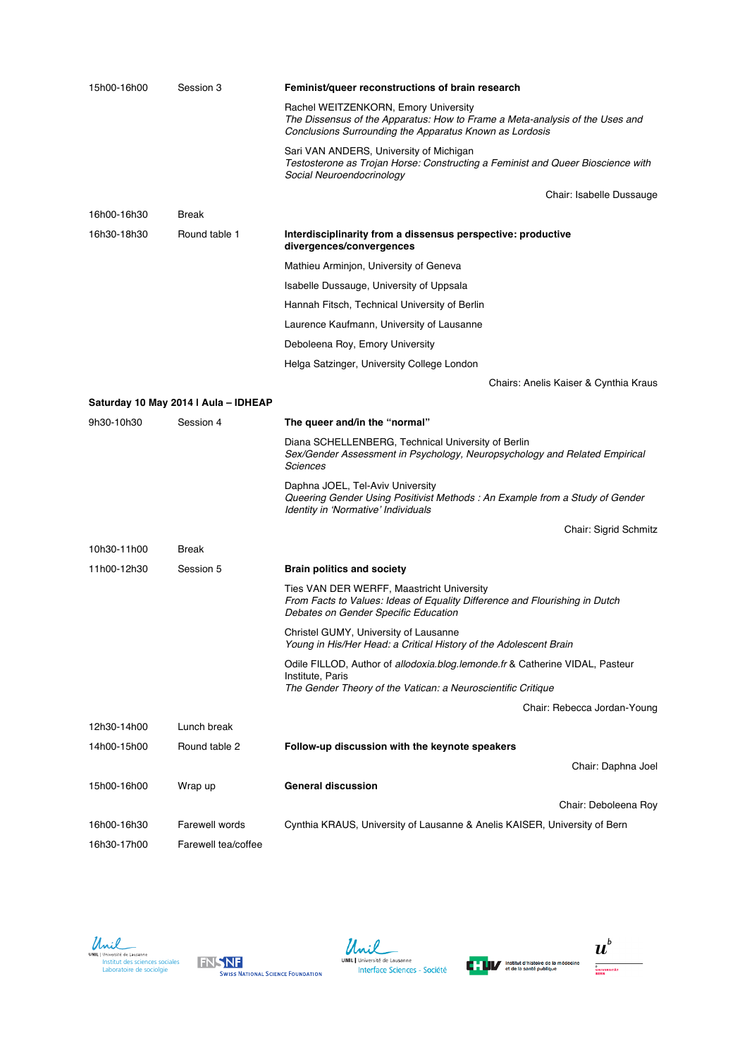| | | |
|---|---|---|
| 15h00-16h00 | Session 3 | **Feminist/queer reconstructions of brain research** |
| | | Rachel WEITZENKORN, Emory University<br>*The Dissensus of the Apparatus: How to Frame a Meta-analysis of the Uses and Conclusions Surrounding the Apparatus Known as Lordosis* |
| | | Sari VAN ANDERS, University of Michigan<br>*Testosterone as Trojan Horse: Constructing a Feminist and Queer Bioscience with Social Neuroendocrinology* |
| | | Chair: Isabelle Dussauge |
| 16h00-16h30 | Break | |
| 16h30-18h30 | Round table 1 | **Interdisciplinarity from a dissensus perspective: productive divergences/convergences** |
| | | Mathieu Arminjon, University of Geneva |
| | | Isabelle Dussauge, University of Uppsala |
| | | Hannah Fitsch, Technical University of Berlin |
| | | Laurence Kaufmann, University of Lausanne |
| | | Deboleena Roy, Emory University |
| | | Helga Satzinger, University College London |
| | | Chairs: Anelis Kaiser & Cynthia Kraus |

**Saturday 10 May 2014 I Aula – IDHEAP**

| | | |
|---|---|---|
| 9h30-10h30 | Session 4 | **The queer and/in the "normal"** |
| | | Diana SCHELLENBERG, Technical University of Berlin<br>*Sex/Gender Assessment in Psychology, Neuropsychology and Related Empirical Sciences* |
| | | Daphna JOEL, Tel-Aviv University<br>*Queering Gender Using Positivist Methods : An Example from a Study of Gender Identity in 'Normative' Individuals* |
| | | Chair: Sigrid Schmitz |
| 10h30-11h00 | Break | |
| 11h00-12h30 | Session 5 | **Brain politics and society** |
| | | Ties VAN DER WERFF, Maastricht University<br>*From Facts to Values: Ideas of Equality Difference and Flourishing in Dutch Debates on Gender Specific Education* |
| | | Christel GUMY, University of Lausanne<br>*Young in His/Her Head: a Critical History of the Adolescent Brain* |
| | | Odile FILLOD, Author of *allodoxia.blog.lemonde.fr* & Catherine VIDAL, Pasteur Institute, Paris<br>*The Gender Theory of the Vatican: a Neuroscientific Critique* |
| | | Chair: Rebecca Jordan-Young |
| 12h30-14h00 | Lunch break | |
| 14h00-15h00 | Round table 2 | **Follow-up discussion with the keynote speakers** |
| | | Chair: Daphna Joel |
| 15h00-16h00 | Wrap up | **General discussion** |
| | | Chair: Deboleena Roy |
| 16h00-16h30 | Farewell words | Cynthia KRAUS, University of Lausanne & Anelis KAISER, University of Bern |
| 16h30-17h00 | Farewell tea/coffee | |